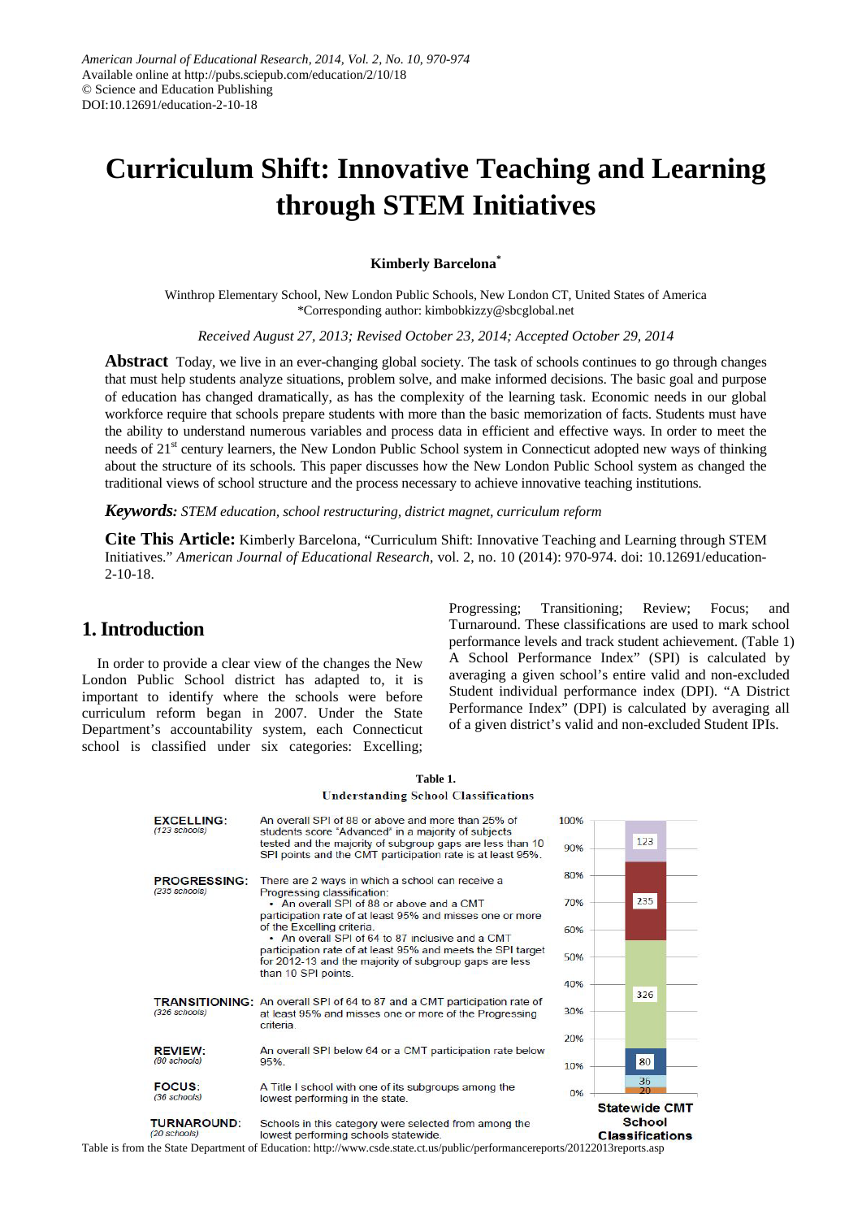# Curriculum Shift: Innovative Teaching and Learning through STEM Initiatives

**Kimberly Barcelona***

Winthrop Elementary School, New London Public Schools, New London CT, United States of America
*Corresponding author: kimbobkizzy@sbcglobal.net

*Received August 27, 2013; Revised October 23, 2014; Accepted October 29, 2014*

**Abstract** Today, we live in an ever-changing global society. The task of schools continues to go through changes that must help students analyze situations, problem solve, and make informed decisions. The basic goal and purpose of education has changed dramatically, as has the complexity of the learning task. Economic needs in our global workforce require that schools prepare students with more than the basic memorization of facts. Students must have the ability to understand numerous variables and process data in efficient and effective ways. In order to meet the needs of 21st century learners, the New London Public School system in Connecticut adopted new ways of thinking about the structure of its schools. This paper discusses how the New London Public School system as changed the traditional views of school structure and the process necessary to achieve innovative teaching institutions.

***Keywords:*** *STEM education, school restructuring, district magnet, curriculum reform*

**Cite This Article:** Kimberly Barcelona, "Curriculum Shift: Innovative Teaching and Learning through STEM Initiatives." *American Journal of Educational Research*, vol. 2, no. 10 (2014): 970-974. doi: 10.12691/education-2-10-18.

## 1. Introduction

In order to provide a clear view of the changes the New London Public School district has adapted to, it is important to identify where the schools were before curriculum reform began in 2007. Under the State Department's accountability system, each Connecticut school is classified under six categories: Excelling; Progressing; Transitioning; Review; Focus; and Turnaround. These classifications are used to mark school performance levels and track student achievement. (Table 1) A School Performance Index" (SPI) is calculated by averaging a given school's entire valid and non-excluded Student individual performance index (DPI). "A District Performance Index" (DPI) is calculated by averaging all of a given district's valid and non-excluded Student IPIs.

**Table 1.**
**Understanding School Classifications**

| Classification | Criteria |
|---|---|
| **EXCELLING:** *(123 schools)* | An overall SPI of 88 or above and more than 25% of students score "Advanced" in a majority of subjects tested and the majority of subgroup gaps are less than 10 SPI points and the CMT participation rate is at least 95%. |
| **PROGRESSING:** *(235 schools)* | There are 2 ways in which a school can receive a Progressing classification: • An overall SPI of 88 or above and a CMT participation rate of at least 95% and misses one or more of the Excelling criteria. • An overall SPI of 64 to 87 inclusive and a CMT participation rate of at least 95% and meets the SPI target for 2012-13 and the majority of subgroup gaps are less than 10 SPI points. |
| **TRANSITIONING:** *(326 schools)* | An overall SPI of 64 to 87 and a CMT participation rate of at least 95% and misses one or more of the Progressing criteria. |
| **REVIEW:** *(80 schools)* | An overall SPI below 64 or a CMT participation rate below 95%. |
| **FOCUS:** *(36 schools)* | A Title I school with one of its subgroups among the lowest performing in the state. |
| **TURNAROUND:** *(20 schools)* | Schools in this category were selected from among the lowest performing schools statewide. |

Statewide CMT School Classifications (stacked bar chart, 0%–100%): 123; 235; 326; 80; 36; 20

Table is from the State Department of Education: http://www.csde.state.ct.us/public/performancereports/20122013reports.asp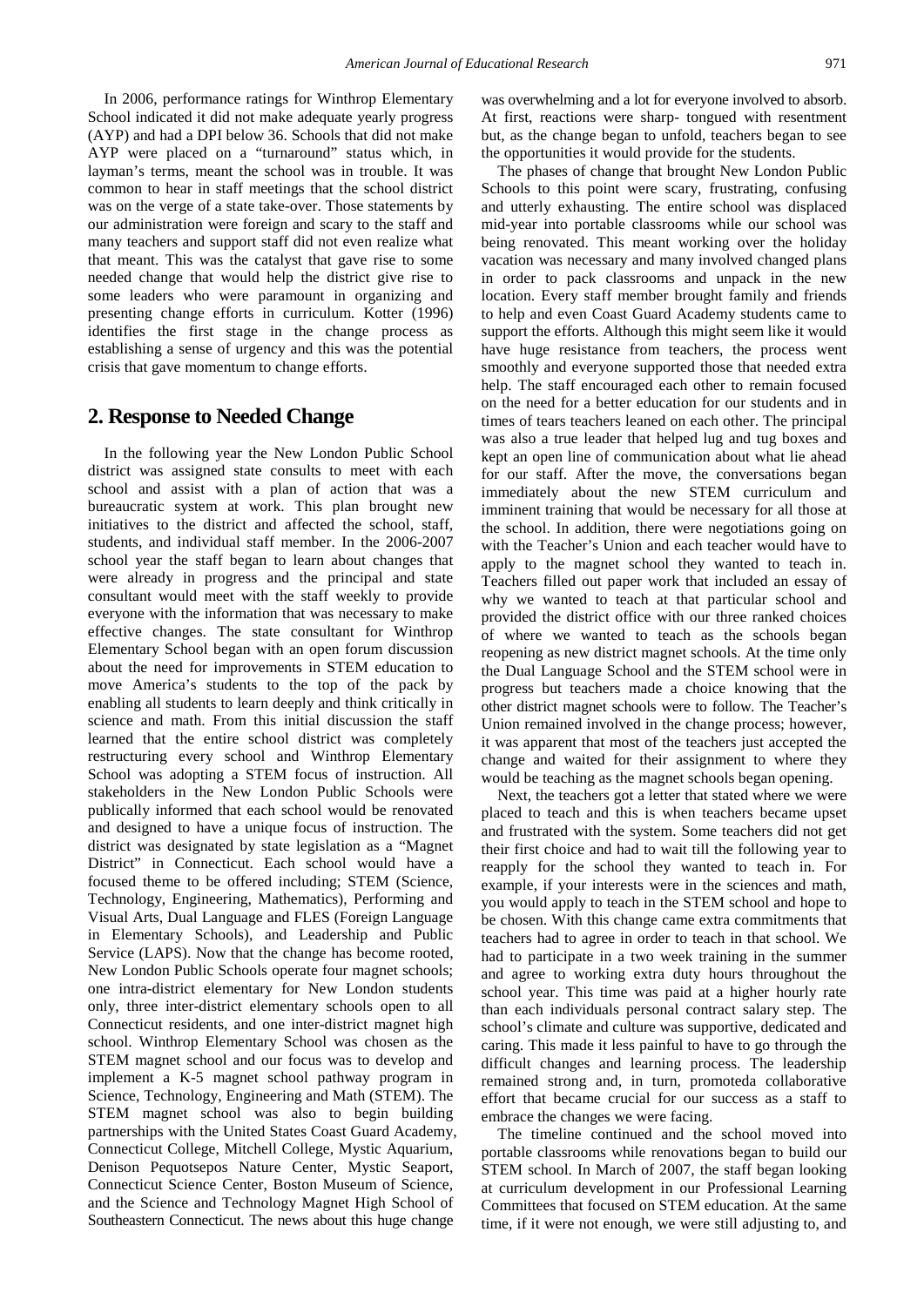In 2006, performance ratings for Winthrop Elementary School indicated it did not make adequate yearly progress (AYP) and had a DPI below 36. Schools that did not make AYP were placed on a "turnaround" status which, in layman's terms, meant the school was in trouble. It was common to hear in staff meetings that the school district was on the verge of a state take-over. Those statements by our administration were foreign and scary to the staff and many teachers and support staff did not even realize what that meant. This was the catalyst that gave rise to some needed change that would help the district give rise to some leaders who were paramount in organizing and presenting change efforts in curriculum. Kotter (1996) identifies the first stage in the change process as establishing a sense of urgency and this was the potential crisis that gave momentum to change efforts.

## 2. Response to Needed Change

In the following year the New London Public School district was assigned state consults to meet with each school and assist with a plan of action that was a bureaucratic system at work. This plan brought new initiatives to the district and affected the school, staff, students, and individual staff member. In the 2006-2007 school year the staff began to learn about changes that were already in progress and the principal and state consultant would meet with the staff weekly to provide everyone with the information that was necessary to make effective changes. The state consultant for Winthrop Elementary School began with an open forum discussion about the need for improvements in STEM education to move America's students to the top of the pack by enabling all students to learn deeply and think critically in science and math. From this initial discussion the staff learned that the entire school district was completely restructuring every school and Winthrop Elementary School was adopting a STEM focus of instruction. All stakeholders in the New London Public Schools were publically informed that each school would be renovated and designed to have a unique focus of instruction. The district was designated by state legislation as a "Magnet District" in Connecticut. Each school would have a focused theme to be offered including; STEM (Science, Technology, Engineering, Mathematics), Performing and Visual Arts, Dual Language and FLES (Foreign Language in Elementary Schools), and Leadership and Public Service (LAPS). Now that the change has become rooted, New London Public Schools operate four magnet schools; one intra-district elementary for New London students only, three inter-district elementary schools open to all Connecticut residents, and one inter-district magnet high school. Winthrop Elementary School was chosen as the STEM magnet school and our focus was to develop and implement a K-5 magnet school pathway program in Science, Technology, Engineering and Math (STEM). The STEM magnet school was also to begin building partnerships with the United States Coast Guard Academy, Connecticut College, Mitchell College, Mystic Aquarium, Denison Pequotsepos Nature Center, Mystic Seaport, Connecticut Science Center, Boston Museum of Science, and the Science and Technology Magnet High School of Southeastern Connecticut. The news about this huge change was overwhelming and a lot for everyone involved to absorb. At first, reactions were sharp- tongued with resentment but, as the change began to unfold, teachers began to see the opportunities it would provide for the students.

The phases of change that brought New London Public Schools to this point were scary, frustrating, confusing and utterly exhausting. The entire school was displaced mid-year into portable classrooms while our school was being renovated. This meant working over the holiday vacation was necessary and many involved changed plans in order to pack classrooms and unpack in the new location. Every staff member brought family and friends to help and even Coast Guard Academy students came to support the efforts. Although this might seem like it would have huge resistance from teachers, the process went smoothly and everyone supported those that needed extra help. The staff encouraged each other to remain focused on the need for a better education for our students and in times of tears teachers leaned on each other. The principal was also a true leader that helped lug and tug boxes and kept an open line of communication about what lie ahead for our staff. After the move, the conversations began immediately about the new STEM curriculum and imminent training that would be necessary for all those at the school. In addition, there were negotiations going on with the Teacher's Union and each teacher would have to apply to the magnet school they wanted to teach in. Teachers filled out paper work that included an essay of why we wanted to teach at that particular school and provided the district office with our three ranked choices of where we wanted to teach as the schools began reopening as new district magnet schools. At the time only the Dual Language School and the STEM school were in progress but teachers made a choice knowing that the other district magnet schools were to follow. The Teacher's Union remained involved in the change process; however, it was apparent that most of the teachers just accepted the change and waited for their assignment to where they would be teaching as the magnet schools began opening.

Next, the teachers got a letter that stated where we were placed to teach and this is when teachers became upset and frustrated with the system. Some teachers did not get their first choice and had to wait till the following year to reapply for the school they wanted to teach in. For example, if your interests were in the sciences and math, you would apply to teach in the STEM school and hope to be chosen. With this change came extra commitments that teachers had to agree in order to teach in that school. We had to participate in a two week training in the summer and agree to working extra duty hours throughout the school year. This time was paid at a higher hourly rate than each individuals personal contract salary step. The school's climate and culture was supportive, dedicated and caring. This made it less painful to have to go through the difficult changes and learning process. The leadership remained strong and, in turn, promoteda collaborative effort that became crucial for our success as a staff to embrace the changes we were facing.

The timeline continued and the school moved into portable classrooms while renovations began to build our STEM school. In March of 2007, the staff began looking at curriculum development in our Professional Learning Committees that focused on STEM education. At the same time, if it were not enough, we were still adjusting to, and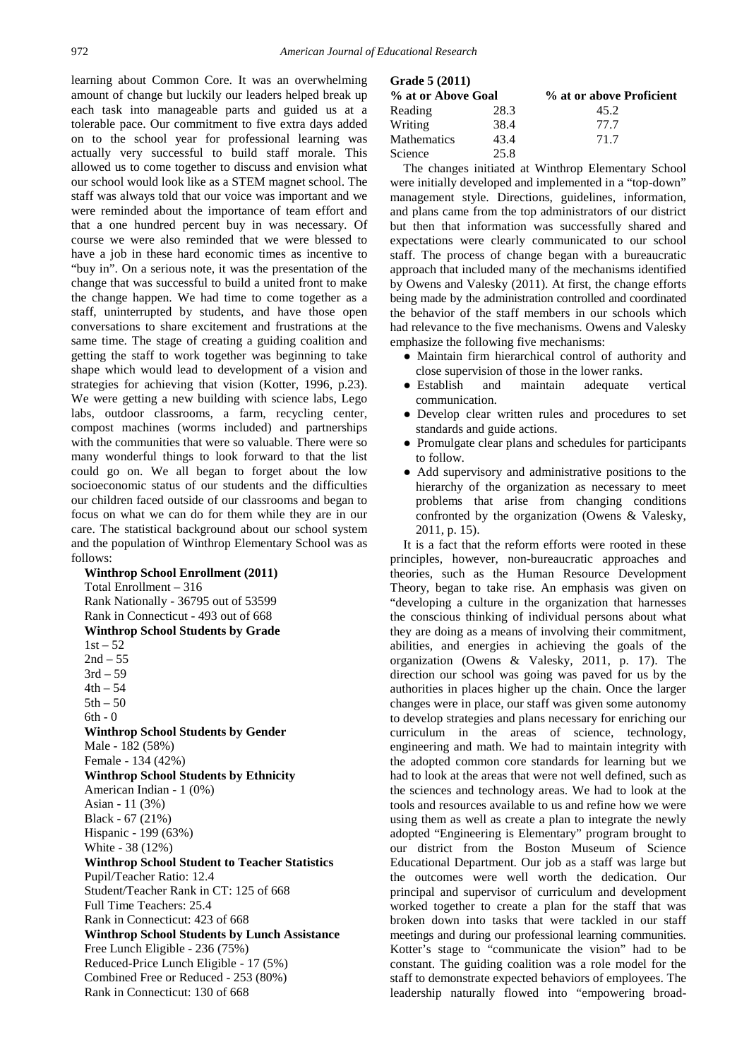learning about Common Core. It was an overwhelming amount of change but luckily our leaders helped break up each task into manageable parts and guided us at a tolerable pace. Our commitment to five extra days added on to the school year for professional learning was actually very successful to build staff morale. This allowed us to come together to discuss and envision what our school would look like as a STEM magnet school. The staff was always told that our voice was important and we were reminded about the importance of team effort and that a one hundred percent buy in was necessary. Of course we were also reminded that we were blessed to have a job in these hard economic times as incentive to "buy in". On a serious note, it was the presentation of the change that was successful to build a united front to make the change happen. We had time to come together as a staff, uninterrupted by students, and have those open conversations to share excitement and frustrations at the same time. The stage of creating a guiding coalition and getting the staff to work together was beginning to take shape which would lead to development of a vision and strategies for achieving that vision (Kotter, 1996, p.23). We were getting a new building with science labs, Lego labs, outdoor classrooms, a farm, recycling center, compost machines (worms included) and partnerships with the communities that were so valuable. There were so many wonderful things to look forward to that the list could go on. We all began to forget about the low socioeconomic status of our students and the difficulties our children faced outside of our classrooms and began to focus on what we can do for them while they are in our care. The statistical background about our school system and the population of Winthrop Elementary School was as follows:

**Winthrop School Enrollment (2011)**

Total Enrollment – 316
Rank Nationally - 36795 out of 53599
Rank in Connecticut - 493 out of 668

**Winthrop School Students by Grade**

1st – 52
2nd – 55
3rd – 59
4th – 54
5th – 50
6th - 0

**Winthrop School Students by Gender**

Male - 182 (58%)
Female - 134 (42%)

**Winthrop School Students by Ethnicity**

American Indian - 1 (0%)
Asian - 11 (3%)
Black - 67 (21%)
Hispanic - 199 (63%)
White - 38 (12%)

**Winthrop School Student to Teacher Statistics**

Pupil/Teacher Ratio: 12.4
Student/Teacher Rank in CT: 125 of 668
Full Time Teachers: 25.4
Rank in Connecticut: 423 of 668

**Winthrop School Students by Lunch Assistance**

Free Lunch Eligible - 236 (75%)
Reduced-Price Lunch Eligible - 17 (5%)
Combined Free or Reduced - 253 (80%)
Rank in Connecticut: 130 of 668

**Grade 5 (2011)**

| | % at or Above Goal | % at or above Proficient |
|---|---|---|
| Reading | 28.3 | 45.2 |
| Writing | 38.4 | 77.7 |
| Mathematics | 43.4 | 71.7 |
| Science | 25.8 | |

The changes initiated at Winthrop Elementary School were initially developed and implemented in a "top-down" management style. Directions, guidelines, information, and plans came from the top administrators of our district but then that information was successfully shared and expectations were clearly communicated to our school staff. The process of change began with a bureaucratic approach that included many of the mechanisms identified by Owens and Valesky (2011). At first, the change efforts being made by the administration controlled and coordinated the behavior of the staff members in our schools which had relevance to the five mechanisms. Owens and Valesky emphasize the following five mechanisms:

- Maintain firm hierarchical control of authority and close supervision of those in the lower ranks.
- Establish and maintain adequate vertical communication.
- Develop clear written rules and procedures to set standards and guide actions.
- Promulgate clear plans and schedules for participants to follow.
- Add supervisory and administrative positions to the hierarchy of the organization as necessary to meet problems that arise from changing conditions confronted by the organization (Owens & Valesky, 2011, p. 15).

It is a fact that the reform efforts were rooted in these principles, however, non-bureaucratic approaches and theories, such as the Human Resource Development Theory, began to take rise. An emphasis was given on "developing a culture in the organization that harnesses the conscious thinking of individual persons about what they are doing as a means of involving their commitment, abilities, and energies in achieving the goals of the organization (Owens & Valesky, 2011, p. 17). The direction our school was going was paved for us by the authorities in places higher up the chain. Once the larger changes were in place, our staff was given some autonomy to develop strategies and plans necessary for enriching our curriculum in the areas of science, technology, engineering and math. We had to maintain integrity with the adopted common core standards for learning but we had to look at the areas that were not well defined, such as the sciences and technology areas. We had to look at the tools and resources available to us and refine how we were using them as well as create a plan to integrate the newly adopted "Engineering is Elementary" program brought to our district from the Boston Museum of Science Educational Department. Our job as a staff was large but the outcomes were well worth the dedication. Our principal and supervisor of curriculum and development worked together to create a plan for the staff that was broken down into tasks that were tackled in our staff meetings and during our professional learning communities. Kotter's stage to "communicate the vision" had to be constant. The guiding coalition was a role model for the staff to demonstrate expected behaviors of employees. The leadership naturally flowed into "empowering broad-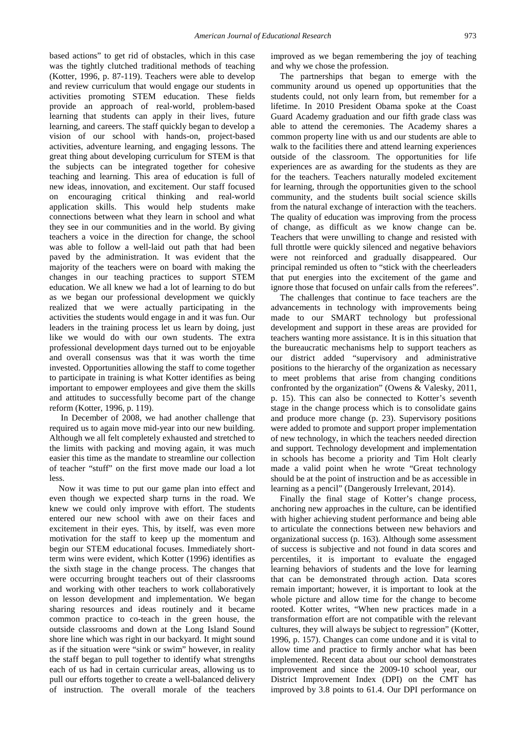based actions" to get rid of obstacles, which in this case was the tightly clutched traditional methods of teaching (Kotter, 1996, p. 87-119). Teachers were able to develop and review curriculum that would engage our students in activities promoting STEM education. These fields provide an approach of real-world, problem-based learning that students can apply in their lives, future learning, and careers. The staff quickly began to develop a vision of our school with hands-on, project-based activities, adventure learning, and engaging lessons. The great thing about developing curriculum for STEM is that the subjects can be integrated together for cohesive teaching and learning. This area of education is full of new ideas, innovation, and excitement. Our staff focused on encouraging critical thinking and real-world application skills. This would help students make connections between what they learn in school and what they see in our communities and in the world. By giving teachers a voice in the direction for change, the school was able to follow a well-laid out path that had been paved by the administration. It was evident that the majority of the teachers were on board with making the changes in our teaching practices to support STEM education. We all knew we had a lot of learning to do but as we began our professional development we quickly realized that we were actually participating in the activities the students would engage in and it was fun. Our leaders in the training process let us learn by doing, just like we would do with our own students. The extra professional development days turned out to be enjoyable and overall consensus was that it was worth the time invested. Opportunities allowing the staff to come together to participate in training is what Kotter identifies as being important to empower employees and give them the skills and attitudes to successfully become part of the change reform (Kotter, 1996, p. 119).

In December of 2008, we had another challenge that required us to again move mid-year into our new building. Although we all felt completely exhausted and stretched to the limits with packing and moving again, it was much easier this time as the mandate to streamline our collection of teacher "stuff" on the first move made our load a lot less.

Now it was time to put our game plan into effect and even though we expected sharp turns in the road. We knew we could only improve with effort. The students entered our new school with awe on their faces and excitement in their eyes. This, by itself, was even more motivation for the staff to keep up the momentum and begin our STEM educational focuses. Immediately short-term wins were evident, which Kotter (1996) identifies as the sixth stage in the change process. The changes that were occurring brought teachers out of their classrooms and working with other teachers to work collaboratively on lesson development and implementation. We began sharing resources and ideas routinely and it became common practice to co-teach in the green house, the outside classrooms and down at the Long Island Sound shore line which was right in our backyard. It might sound as if the situation were "sink or swim" however, in reality the staff began to pull together to identify what strengths each of us had in certain curricular areas, allowing us to pull our efforts together to create a well-balanced delivery of instruction. The overall morale of the teachers improved as we began remembering the joy of teaching and why we chose the profession.

The partnerships that began to emerge with the community around us opened up opportunities that the students could, not only learn from, but remember for a lifetime. In 2010 President Obama spoke at the Coast Guard Academy graduation and our fifth grade class was able to attend the ceremonies. The Academy shares a common property line with us and our students are able to walk to the facilities there and attend learning experiences outside of the classroom. The opportunities for life experiences are as awarding for the students as they are for the teachers. Teachers naturally modeled excitement for learning, through the opportunities given to the school community, and the students built social science skills from the natural exchange of interaction with the teachers. The quality of education was improving from the process of change, as difficult as we know change can be. Teachers that were unwilling to change and resisted with full throttle were quickly silenced and negative behaviors were not reinforced and gradually disappeared. Our principal reminded us often to "stick with the cheerleaders that put energies into the excitement of the game and ignore those that focused on unfair calls from the referees".

The challenges that continue to face teachers are the advancements in technology with improvements being made to our SMART technology but professional development and support in these areas are provided for teachers wanting more assistance. It is in this situation that the bureaucratic mechanisms help to support teachers as our district added "supervisory and administrative positions to the hierarchy of the organization as necessary to meet problems that arise from changing conditions confronted by the organization" (Owens & Valesky, 2011, p. 15). This can also be connected to Kotter's seventh stage in the change process which is to consolidate gains and produce more change (p. 23). Supervisory positions were added to promote and support proper implementation of new technology, in which the teachers needed direction and support. Technology development and implementation in schools has become a priority and Tim Holt clearly made a valid point when he wrote "Great technology should be at the point of instruction and be as accessible in learning as a pencil" (Dangerously Irrelevant, 2014).

Finally the final stage of Kotter's change process, anchoring new approaches in the culture, can be identified with higher achieving student performance and being able to articulate the connections between new behaviors and organizational success (p. 163). Although some assessment of success is subjective and not found in data scores and percentiles, it is important to evaluate the engaged learning behaviors of students and the love for learning that can be demonstrated through action. Data scores remain important; however, it is important to look at the whole picture and allow time for the change to become rooted. Kotter writes, "When new practices made in a transformation effort are not compatible with the relevant cultures, they will always be subject to regression" (Kotter, 1996, p. 157). Changes can come undone and it is vital to allow time and practice to firmly anchor what has been implemented. Recent data about our school demonstrates improvement and since the 2009-10 school year, our District Improvement Index (DPI) on the CMT has improved by 3.8 points to 61.4. Our DPI performance on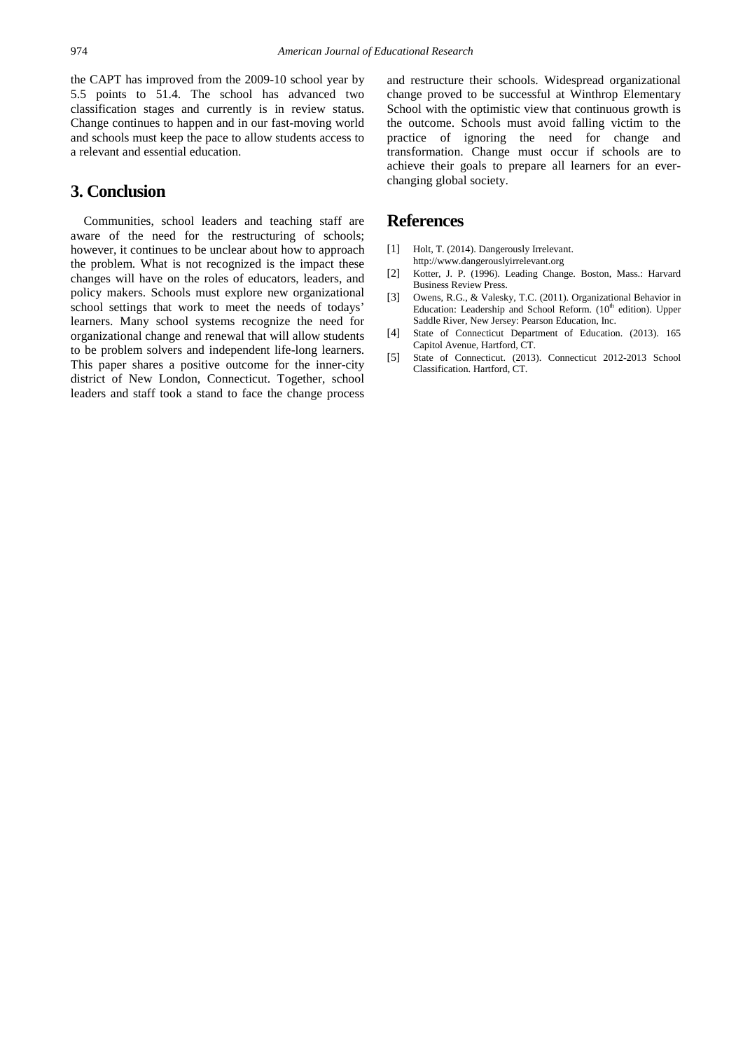the CAPT has improved from the 2009-10 school year by 5.5 points to 51.4. The school has advanced two classification stages and currently is in review status. Change continues to happen and in our fast-moving world and schools must keep the pace to allow students access to a relevant and essential education.

## 3. Conclusion

Communities, school leaders and teaching staff are aware of the need for the restructuring of schools; however, it continues to be unclear about how to approach the problem. What is not recognized is the impact these changes will have on the roles of educators, leaders, and policy makers. Schools must explore new organizational school settings that work to meet the needs of todays' learners. Many school systems recognize the need for organizational change and renewal that will allow students to be problem solvers and independent life-long learners. This paper shares a positive outcome for the inner-city district of New London, Connecticut. Together, school leaders and staff took a stand to face the change process and restructure their schools. Widespread organizational change proved to be successful at Winthrop Elementary School with the optimistic view that continuous growth is the outcome. Schools must avoid falling victim to the practice of ignoring the need for change and transformation. Change must occur if schools are to achieve their goals to prepare all learners for an ever-changing global society.

## References

[1] Holt, T. (2014). Dangerously Irrelevant. http://www.dangerouslyirrelevant.org

[2] Kotter, J. P. (1996). Leading Change. Boston, Mass.: Harvard Business Review Press.

[3] Owens, R.G., & Valesky, T.C. (2011). Organizational Behavior in Education: Leadership and School Reform. (10th edition). Upper Saddle River, New Jersey: Pearson Education, Inc.

[4] State of Connecticut Department of Education. (2013). 165 Capitol Avenue, Hartford, CT.

[5] State of Connecticut. (2013). Connecticut 2012-2013 School Classification. Hartford, CT.